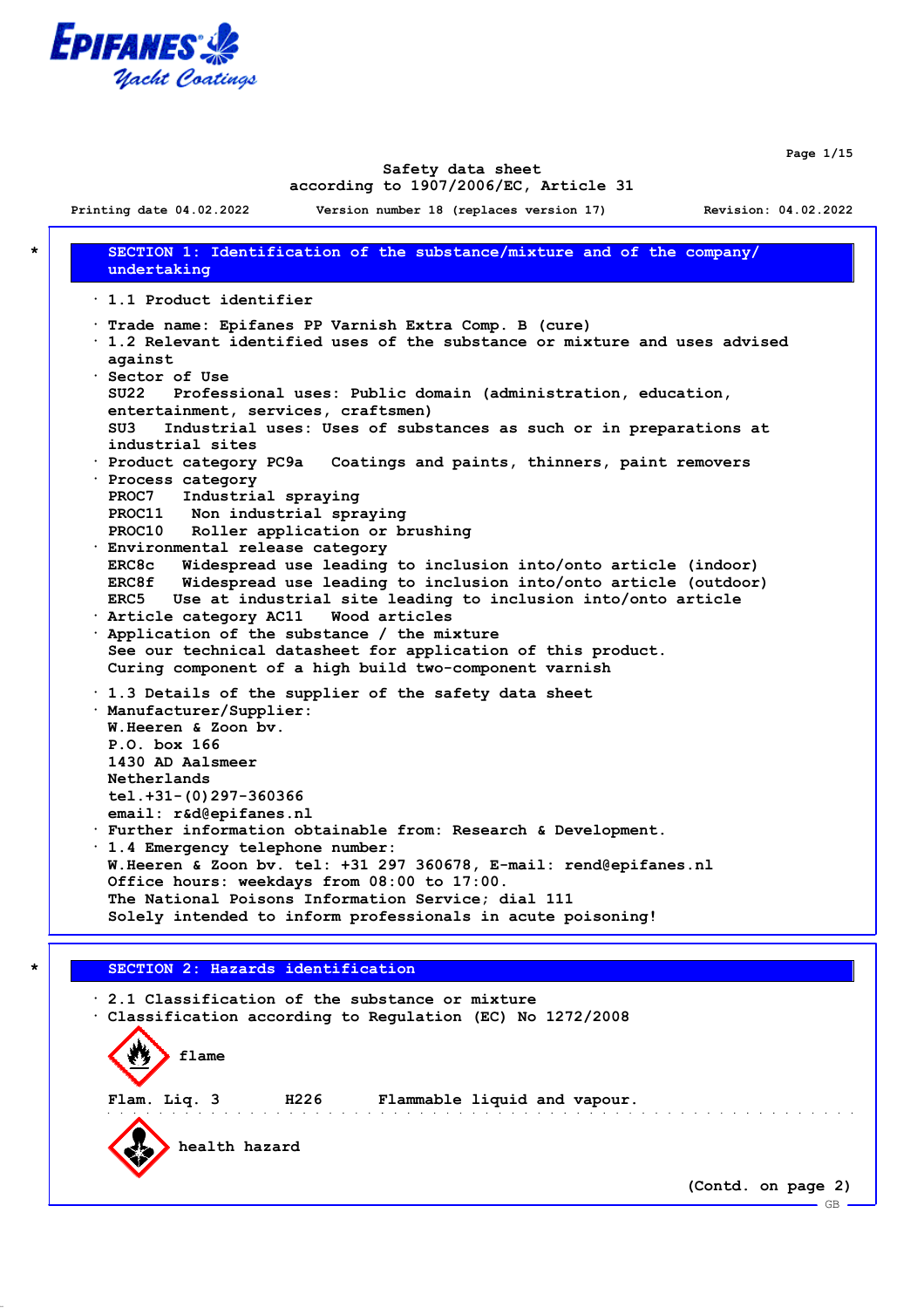# Safety data sheet
according to 1907/2006/EC, Article 31

Printing date 04.02.2022 Version number 18 (replaces version 17) Revision: 04.02.2022

## SECTION 1: Identification of the substance/mixture and of the company/ undertaking

· 1.1 Product identifier

· Trade name: **Epifanes PP Varnish Extra Comp. B (cure)**

· 1.2 Relevant identified uses of the substance or mixture and uses advised against

· Sector of Use
SU22 Professional uses: Public domain (administration, education, entertainment, services, craftsmen)
SU3 Industrial uses: Uses of substances as such or in preparations at industrial sites

· Product category PC9a Coatings and paints, thinners, paint removers

· Process category
PROC7 Industrial spraying
PROC11 Non industrial spraying
PROC10 Roller application or brushing

· Environmental release category
ERC8c Widespread use leading to inclusion into/onto article (indoor)
ERC8f Widespread use leading to inclusion into/onto article (outdoor)
ERC5 Use at industrial site leading to inclusion into/onto article

· Article category AC11 Wood articles

· Application of the substance / the mixture
See our technical datasheet for application of this product.
Curing component of a high build two-component varnish

· 1.3 Details of the supplier of the safety data sheet

· Manufacturer/Supplier:
W.Heeren & Zoon bv.
P.O. box 166
1430 AD Aalsmeer
Netherlands
tel.+31-(0)297-360366
email: r&d@epifanes.nl

· Further information obtainable from: Research & Development.

· 1.4 Emergency telephone number:
W.Heeren & Zoon bv. tel: +31 297 360678, E-mail: rend@epifanes.nl
Office hours: weekdays from 08:00 to 17:00.
The National Poisons Information Service; dial 111
Solely intended to inform professionals in acute poisoning!

## SECTION 2: Hazards identification

· 2.1 Classification of the substance or mixture

· Classification according to Regulation (EC) No 1272/2008

flame

Flam. Liq. 3 H226 Flammable liquid and vapour.

health hazard

(Contd. on page 2)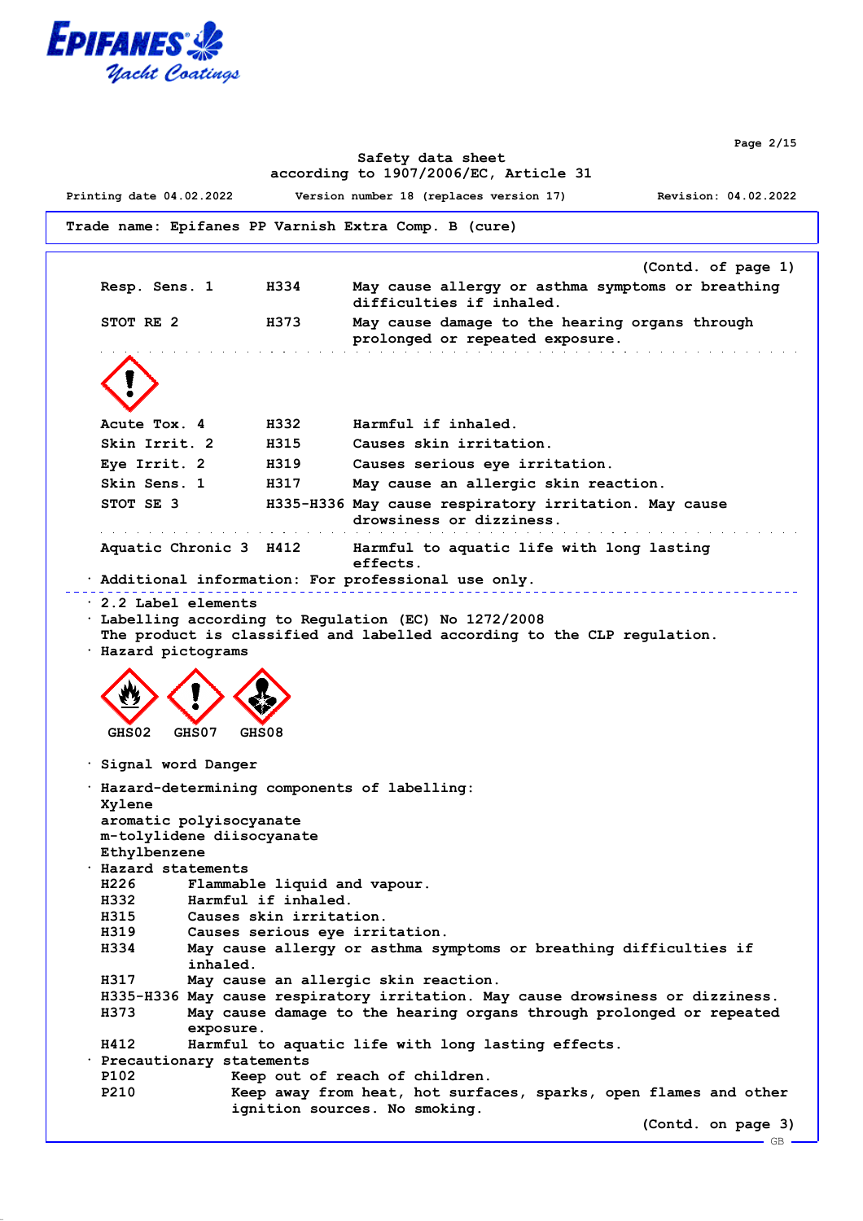**Safety data sheet**
**according to 1907/2006/EC, Article 31**

Printing date 04.02.2022 Version number 18 (replaces version 17) Revision: 04.02.2022

**Trade name: Epifanes PP Varnish Extra Comp. B (cure)**

(Contd. of page 1)

| | | |
|---|---|---|
| Resp. Sens. 1 | H334 | May cause allergy or asthma symptoms or breathing difficulties if inhaled. |
| STOT RE 2 | H373 | May cause damage to the hearing organs through prolonged or repeated exposure. |
| Acute Tox. 4 | H332 | Harmful if inhaled. |
| Skin Irrit. 2 | H315 | Causes skin irritation. |
| Eye Irrit. 2 | H319 | Causes serious eye irritation. |
| Skin Sens. 1 | H317 | May cause an allergic skin reaction. |
| STOT SE 3 | H335-H336 | May cause respiratory irritation. May cause drowsiness or dizziness. |
| Aquatic Chronic 3 | H412 | Harmful to aquatic life with long lasting effects. |

· **Additional information:** For professional use only.

· **2.2 Label elements**

· **Labelling according to Regulation (EC) No 1272/2008**
The product is classified and labelled according to the CLP regulation.

· **Hazard pictograms**

GHS02 GHS07 GHS08

· **Signal word** Danger

· **Hazard-determining components of labelling:**
Xylene
aromatic polyisocyanate
m-tolylidene diisocyanate
Ethylbenzene

· **Hazard statements**

| | |
|---|---|
| H226 | Flammable liquid and vapour. |
| H332 | Harmful if inhaled. |
| H315 | Causes skin irritation. |
| H319 | Causes serious eye irritation. |
| H334 | May cause allergy or asthma symptoms or breathing difficulties if inhaled. |
| H317 | May cause an allergic skin reaction. |
| H335-H336 | May cause respiratory irritation. May cause drowsiness or dizziness. |
| H373 | May cause damage to the hearing organs through prolonged or repeated exposure. |
| H412 | Harmful to aquatic life with long lasting effects. |

· **Precautionary statements**

| | |
|---|---|
| P102 | Keep out of reach of children. |
| P210 | Keep away from heat, hot surfaces, sparks, open flames and other ignition sources. No smoking. |

(Contd. on page 3)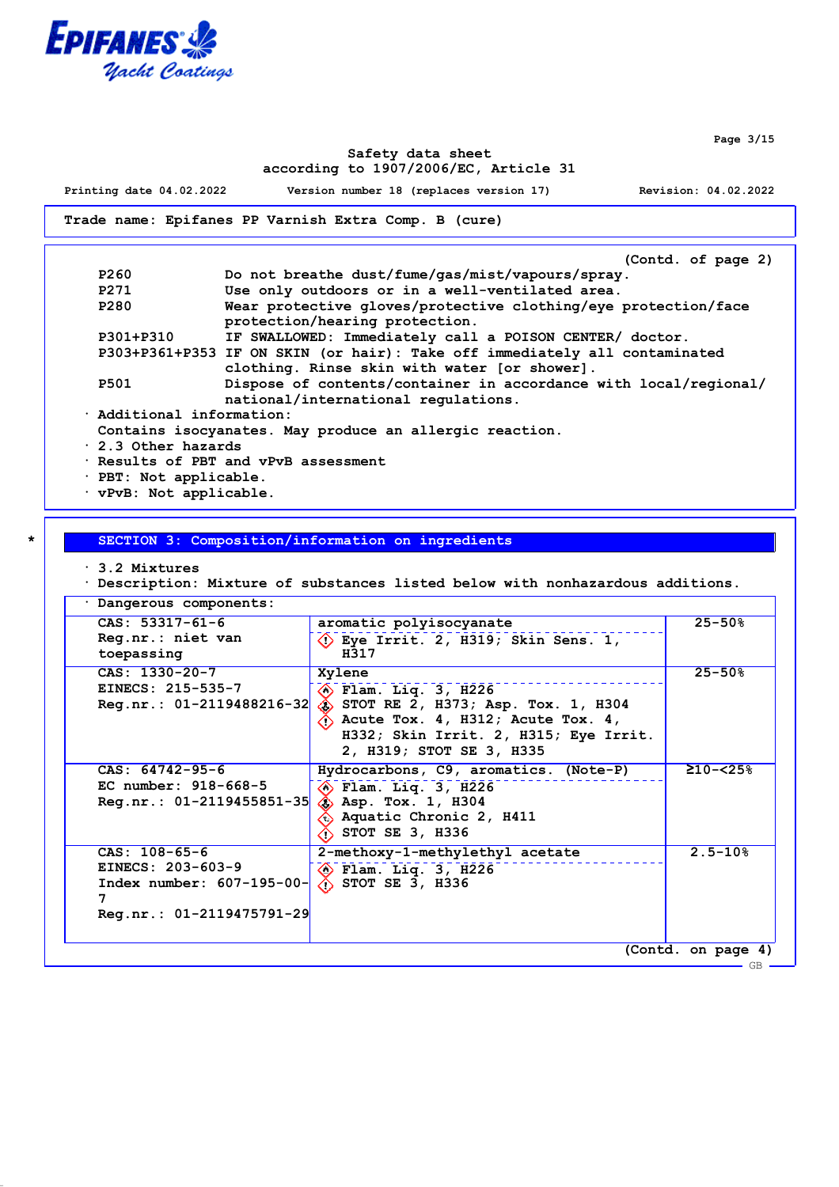Safety data sheet
according to 1907/2006/EC, Article 31

Printing date 04.02.2022 Version number 18 (replaces version 17) Revision: 04.02.2022

**Trade name: Epifanes PP Varnish Extra Comp. B (cure)**

(Contd. of page 2)

| | |
|---|---|
| P260 | Do not breathe dust/fume/gas/mist/vapours/spray. |
| P271 | Use only outdoors or in a well-ventilated area. |
| P280 | Wear protective gloves/protective clothing/eye protection/face protection/hearing protection. |
| P301+P310 | IF SWALLOWED: Immediately call a POISON CENTER/ doctor. |
| P303+P361+P353 | IF ON SKIN (or hair): Take off immediately all contaminated clothing. Rinse skin with water [or shower]. |
| P501 | Dispose of contents/container in accordance with local/regional/national/international regulations. |

· Additional information:
Contains isocyanates. May produce an allergic reaction.
· 2.3 Other hazards
· Results of PBT and vPvB assessment
· PBT: Not applicable.
· vPvB: Not applicable.

## SECTION 3: Composition/information on ingredients

· 3.2 Mixtures
· Description: Mixture of substances listed below with nonhazardous additions.

· Dangerous components:

| Identifiers | Substance / Classification | Concentration |
|---|---|---|
| CAS: 53317-61-6<br>Reg.nr.: niet van toepassing | aromatic polyisocyanate<br>Eye Irrit. 2, H319; Skin Sens. 1, H317 | 25-50% |
| CAS: 1330-20-7<br>EINECS: 215-535-7<br>Reg.nr.: 01-2119488216-32 | Xylene<br>Flam. Liq. 3, H226<br>STOT RE 2, H373; Asp. Tox. 1, H304<br>Acute Tox. 4, H312; Acute Tox. 4, H332; Skin Irrit. 2, H315; Eye Irrit. 2, H319; STOT SE 3, H335 | 25-50% |
| CAS: 64742-95-6<br>EC number: 918-668-5<br>Reg.nr.: 01-2119455851-35 | Hydrocarbons, C9, aromatics. (Note-P)<br>Flam. Liq. 3, H226<br>Asp. Tox. 1, H304<br>Aquatic Chronic 2, H411<br>STOT SE 3, H336 | ≥10-<25% |
| CAS: 108-65-6<br>EINECS: 203-603-9<br>Index number: 607-195-00-7<br>Reg.nr.: 01-2119475791-29 | 2-methoxy-1-methylethyl acetate<br>Flam. Liq. 3, H226<br>STOT SE 3, H336 | 2.5-10% |

(Contd. on page 4)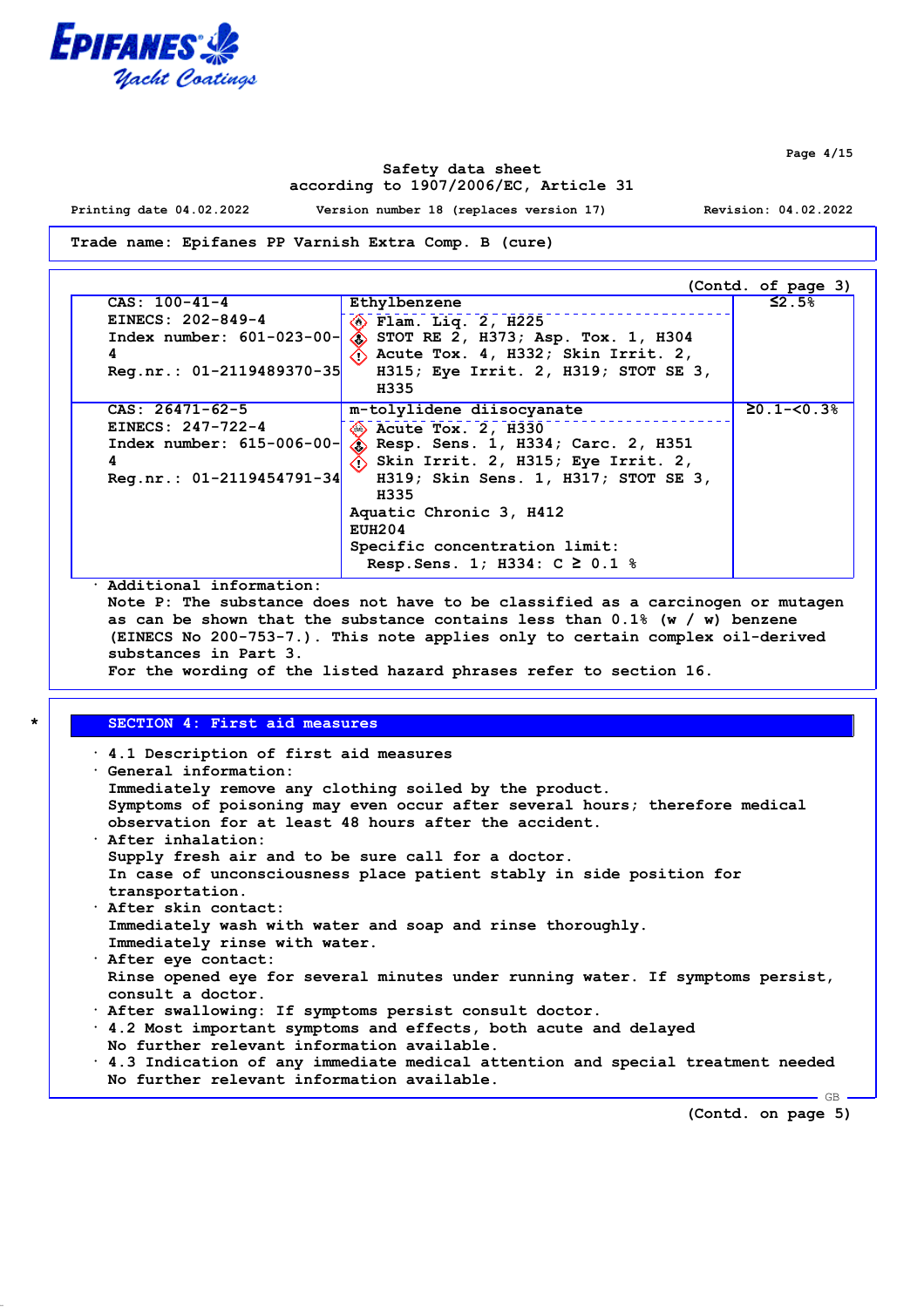Trade name: Epifanes PP Varnish Extra Comp. B (cure)

(Contd. of page 3)

| | | |
|---|---|---|
| CAS: 100-41-4<br>EINECS: 202-849-4<br>Index number: 601-023-00-4<br>Reg.nr.: 01-2119489370-35 | Ethylbenzene<br>Flam. Liq. 2, H225<br>STOT RE 2, H373; Asp. Tox. 1, H304<br>Acute Tox. 4, H332; Skin Irrit. 2, H315; Eye Irrit. 2, H319; STOT SE 3, H335 | ≤2.5% |
| CAS: 26471-62-5<br>EINECS: 247-722-4<br>Index number: 615-006-00-4<br>Reg.nr.: 01-2119454791-34 | m-tolylidene diisocyanate<br>Acute Tox. 2, H330<br>Resp. Sens. 1, H334; Carc. 2, H351<br>Skin Irrit. 2, H315; Eye Irrit. 2, H319; Skin Sens. 1, H317; STOT SE 3, H335<br>Aquatic Chronic 3, H412<br>EUH204<br>Specific concentration limit:<br>Resp.Sens. 1; H334: C ≥ 0.1 % | ≥0.1-<0.3% |

· Additional information:
Note P: The substance does not have to be classified as a carcinogen or mutagen as can be shown that the substance contains less than 0.1% (w / w) benzene (EINECS No 200-753-7.). This note applies only to certain complex oil-derived substances in Part 3.
For the wording of the listed hazard phrases refer to section 16.

## SECTION 4: First aid measures

· 4.1 Description of first aid measures
· General information:
Immediately remove any clothing soiled by the product.
Symptoms of poisoning may even occur after several hours; therefore medical observation for at least 48 hours after the accident.
· After inhalation:
Supply fresh air and to be sure call for a doctor.
In case of unconsciousness place patient stably in side position for transportation.
· After skin contact:
Immediately wash with water and soap and rinse thoroughly.
Immediately rinse with water.
· After eye contact:
Rinse opened eye for several minutes under running water. If symptoms persist, consult a doctor.
· After swallowing: If symptoms persist consult doctor.
· 4.2 Most important symptoms and effects, both acute and delayed
No further relevant information available.
· 4.3 Indication of any immediate medical attention and special treatment needed
No further relevant information available.

(Contd. on page 5)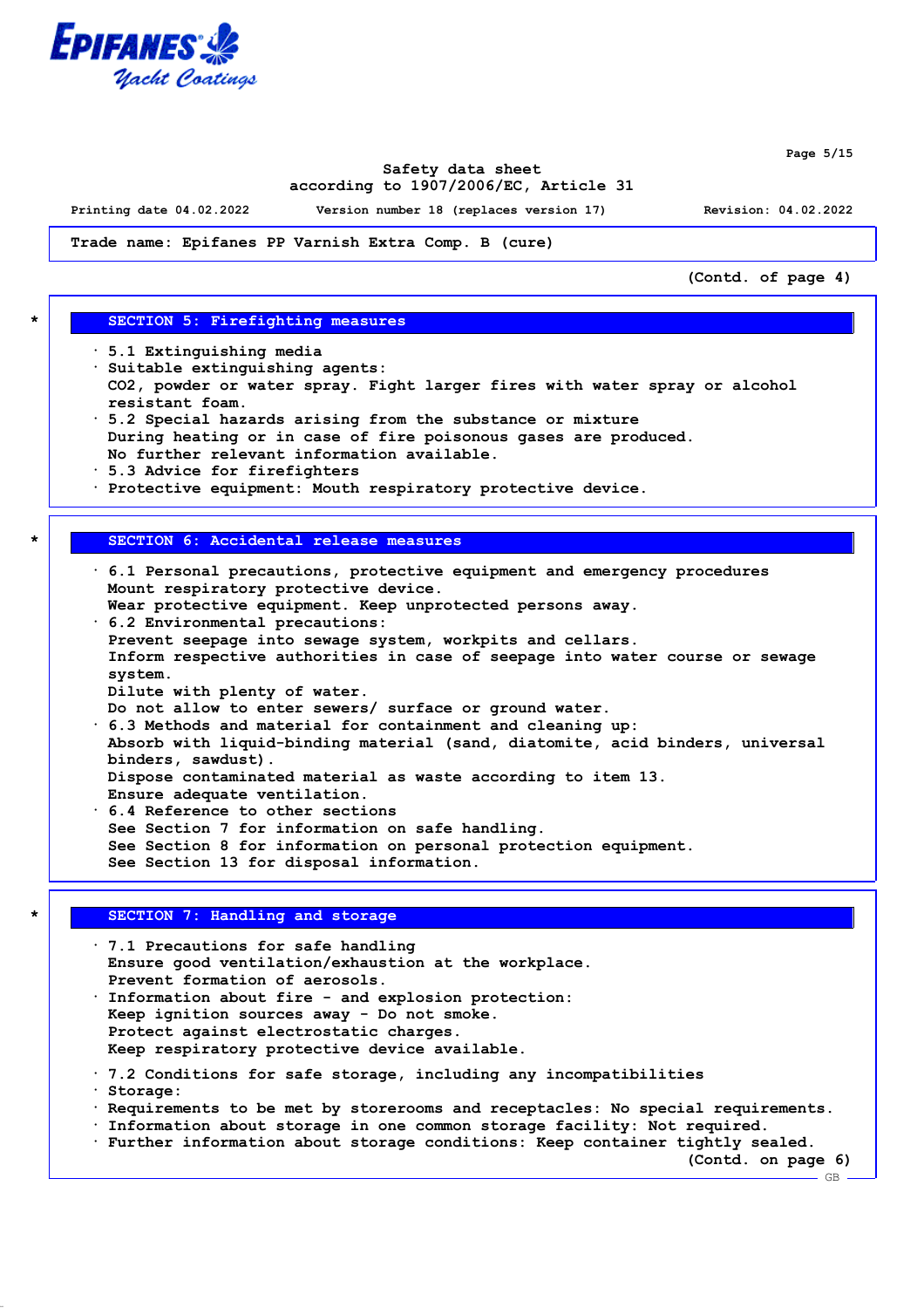Safety data sheet
according to 1907/2006/EC, Article 31

Printing date 04.02.2022 Version number 18 (replaces version 17) Revision: 04.02.2022

**Trade name: Epifanes PP Varnish Extra Comp. B (cure)**

(Contd. of page 4)

## SECTION 5: Firefighting measures

- 5.1 Extinguishing media
- Suitable extinguishing agents:
  $CO_2$, powder or water spray. Fight larger fires with water spray or alcohol resistant foam.
- 5.2 Special hazards arising from the substance or mixture
  During heating or in case of fire poisonous gases are produced.
  No further relevant information available.
- 5.3 Advice for firefighters
- Protective equipment: Mouth respiratory protective device.

## SECTION 6: Accidental release measures

- 6.1 Personal precautions, protective equipment and emergency procedures
  Mount respiratory protective device.
  Wear protective equipment. Keep unprotected persons away.
- 6.2 Environmental precautions:
  Prevent seepage into sewage system, workpits and cellars.
  Inform respective authorities in case of seepage into water course or sewage system.
  Dilute with plenty of water.
  Do not allow to enter sewers/ surface or ground water.
- 6.3 Methods and material for containment and cleaning up:
  Absorb with liquid-binding material (sand, diatomite, acid binders, universal binders, sawdust).
  Dispose contaminated material as waste according to item 13.
  Ensure adequate ventilation.
- 6.4 Reference to other sections
  See Section 7 for information on safe handling.
  See Section 8 for information on personal protection equipment.
  See Section 13 for disposal information.

## SECTION 7: Handling and storage

- 7.1 Precautions for safe handling
  Ensure good ventilation/exhaustion at the workplace.
  Prevent formation of aerosols.
- Information about fire - and explosion protection:
  Keep ignition sources away - Do not smoke.
  Protect against electrostatic charges.
  Keep respiratory protective device available.

- 7.2 Conditions for safe storage, including any incompatibilities
- Storage:
- Requirements to be met by storerooms and receptacles: No special requirements.
- Information about storage in one common storage facility: Not required.
- Further information about storage conditions: Keep container tightly sealed.

(Contd. on page 6)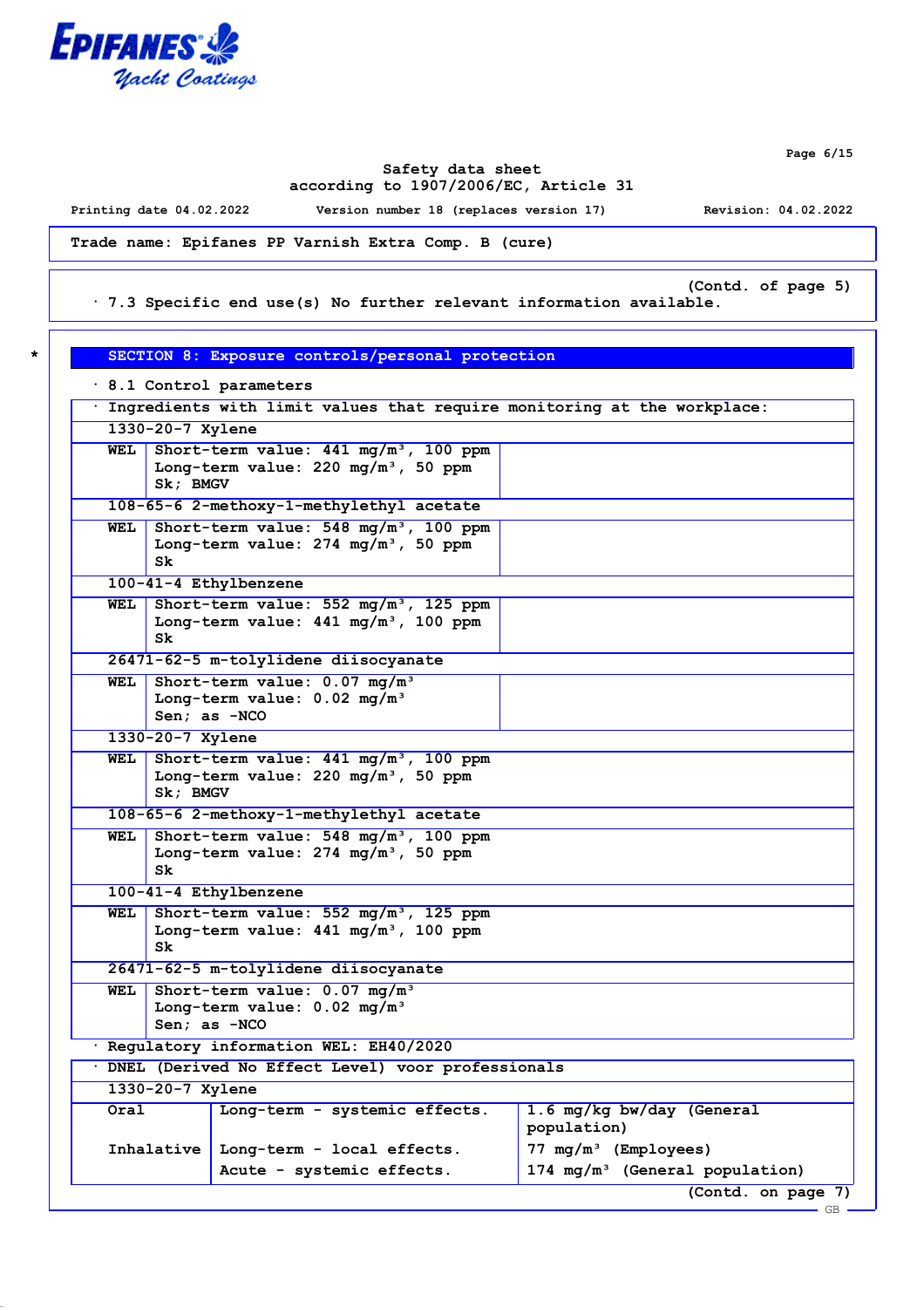Trade name: Epifanes PP Varnish Extra Comp. B (cure)

(Contd. of page 5)

· 7.3 Specific end use(s) No further relevant information available.

## SECTION 8: Exposure controls/personal protection

· 8.1 Control parameters

· Ingredients with limit values that require monitoring at the workplace:

**1330-20-7 Xylene**

| | |
|---|---|
| WEL | Short-term value: 441 mg/m³, 100 ppm<br>Long-term value: 220 mg/m³, 50 ppm<br>Sk; BMGV |

**108-65-6 2-methoxy-1-methylethyl acetate**

| | |
|---|---|
| WEL | Short-term value: 548 mg/m³, 100 ppm<br>Long-term value: 274 mg/m³, 50 ppm<br>Sk |

**100-41-4 Ethylbenzene**

| | |
|---|---|
| WEL | Short-term value: 552 mg/m³, 125 ppm<br>Long-term value: 441 mg/m³, 100 ppm<br>Sk |

**26471-62-5 m-tolylidene diisocyanate**

| | |
|---|---|
| WEL | Short-term value: 0.07 mg/m³<br>Long-term value: 0.02 mg/m³<br>Sen; as -NCO |

**1330-20-7 Xylene**

| | |
|---|---|
| WEL | Short-term value: 441 mg/m³, 100 ppm<br>Long-term value: 220 mg/m³, 50 ppm<br>Sk; BMGV |

**108-65-6 2-methoxy-1-methylethyl acetate**

| | |
|---|---|
| WEL | Short-term value: 548 mg/m³, 100 ppm<br>Long-term value: 274 mg/m³, 50 ppm<br>Sk |

**100-41-4 Ethylbenzene**

| | |
|---|---|
| WEL | Short-term value: 552 mg/m³, 125 ppm<br>Long-term value: 441 mg/m³, 100 ppm<br>Sk |

**26471-62-5 m-tolylidene diisocyanate**

| | |
|---|---|
| WEL | Short-term value: 0.07 mg/m³<br>Long-term value: 0.02 mg/m³<br>Sen; as -NCO |

· Regulatory information WEL: EH40/2020

· DNEL (Derived No Effect Level) voor professionals

**1330-20-7 Xylene**

| | | |
|---|---|---|
| Oral | Long-term - systemic effects. | 1.6 mg/kg bw/day (General population) |
| Inhalative | Long-term - local effects. | 77 mg/m³ (Employees) |
| | Acute - systemic effects. | 174 mg/m³ (General population) |

(Contd. on page 7)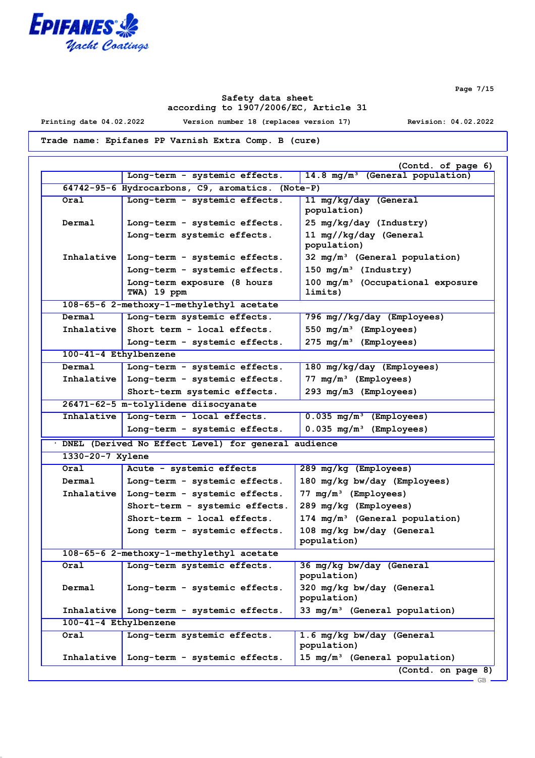**Safety data sheet**
**according to 1907/2006/EC, Article 31**

Printing date 04.02.2022 | Version number 18 (replaces version 17) | Revision: 04.02.2022

**Trade name: Epifanes PP Varnish Extra Comp. B (cure)**

(Contd. of page 6)

| | | |
|---|---|---|
| | Long-term - systemic effects. | 14.8 mg/m³ (General population) |
| **64742-95-6 Hydrocarbons, C9, aromatics. (Note-P)** | | |
| Oral | Long-term - systemic effects. | 11 mg/kg/day (General population) |
| Dermal | Long-term - systemic effects. | 25 mg/kg/day (Industry) |
| | Long-term systemic effects. | 11 mg//kg/day (General population) |
| Inhalative | Long-term - systemic effects. | 32 mg/m³ (General population) |
| | Long-term - systemic effects. | 150 mg/m³ (Industry) |
| | Long-term exposure (8 hours TWA) 19 ppm | 100 mg/m³ (Occupational exposure limits) |
| **108-65-6 2-methoxy-1-methylethyl acetate** | | |
| Dermal | Long-term systemic effects. | 796 mg//kg/day (Employees) |
| Inhalative | Short term - local effects. | 550 mg/m³ (Employees) |
| | Long-term - systemic effects. | 275 mg/m³ (Employees) |
| **100-41-4 Ethylbenzene** | | |
| Dermal | Long-term - systemic effects. | 180 mg/kg/day (Employees) |
| Inhalative | Long-term - systemic effects. | 77 mg/m³ (Employees) |
| | Short-term systemic effects. | 293 mg/m3 (Employees) |
| **26471-62-5 m-tolylidene diisocyanate** | | |
| Inhalative | Long-term - local effects. | 0.035 mg/m³ (Employees) |
| | Long-term - systemic effects. | 0.035 mg/m³ (Employees) |

· **DNEL (Derived No Effect Level) for general audience**

| | | |
|---|---|---|
| **1330-20-7 Xylene** | | |
| Oral | Acute - systemic effects | 289 mg/kg (Employees) |
| Dermal | Long-term - systemic effects. | 180 mg/kg bw/day (Employees) |
| Inhalative | Long-term - systemic effects. | 77 mg/m³ (Employees) |
| | Short-term - systemic effects. | 289 mg/kg (Employees) |
| | Short-term - local effects. | 174 mg/m³ (General population) |
| | Long term - systemic effects. | 108 mg/kg bw/day (General population) |
| **108-65-6 2-methoxy-1-methylethyl acetate** | | |
| Oral | Long-term systemic effects. | 36 mg/kg bw/day (General population) |
| Dermal | Long-term - systemic effects. | 320 mg/kg bw/day (General population) |
| Inhalative | Long-term - systemic effects. | 33 mg/m³ (General population) |
| **100-41-4 Ethylbenzene** | | |
| Oral | Long-term systemic effects. | 1.6 mg/kg bw/day (General population) |
| Inhalative | Long-term - systemic effects. | 15 mg/m³ (General population) |

(Contd. on page 8)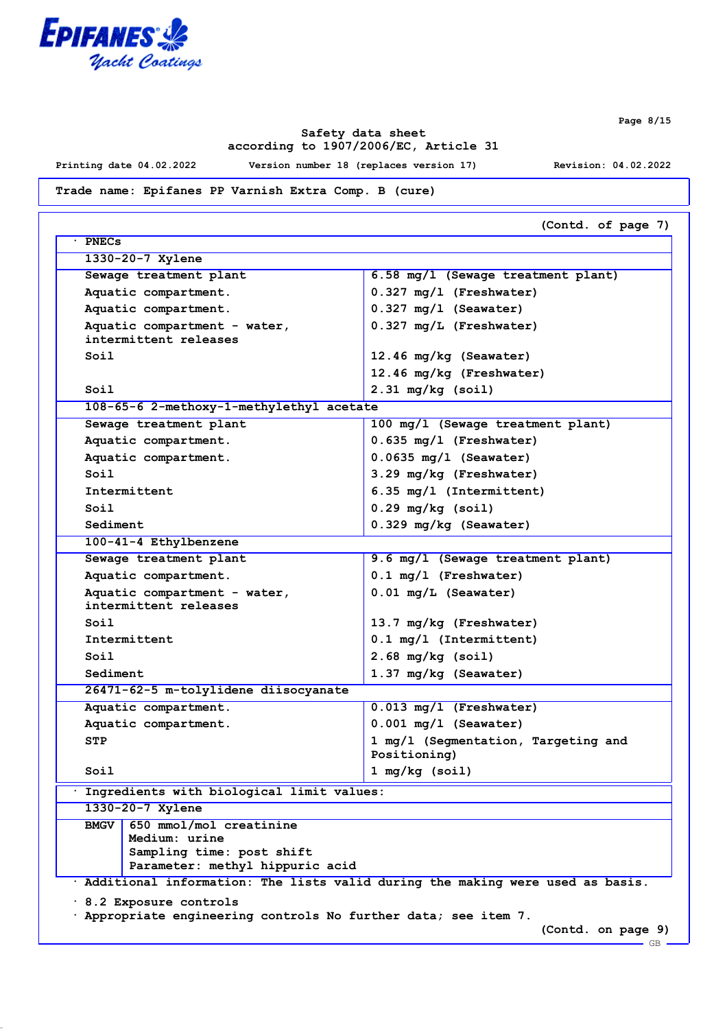Safety data sheet
according to 1907/2006/EC, Article 31

Printing date 04.02.2022 Version number 18 (replaces version 17) Revision: 04.02.2022

**Trade name: Epifanes PP Varnish Extra Comp. B (cure)**

(Contd. of page 7)

· **PNECs**

| | |
|---|---|
| **1330-20-7 Xylene** | |
| Sewage treatment plant | 6.58 mg/l (Sewage treatment plant) |
| Aquatic compartment. | 0.327 mg/l (Freshwater) |
| Aquatic compartment. | 0.327 mg/l (Seawater) |
| Aquatic compartment - water, intermittent releases | 0.327 mg/L (Freshwater) |
| Soil | 12.46 mg/kg (Seawater) |
| | 12.46 mg/kg (Freshwater) |
| Soil | 2.31 mg/kg (soil) |
| **108-65-6 2-methoxy-1-methylethyl acetate** | |
| Sewage treatment plant | 100 mg/l (Sewage treatment plant) |
| Aquatic compartment. | 0.635 mg/l (Freshwater) |
| Aquatic compartment. | 0.0635 mg/l (Seawater) |
| Soil | 3.29 mg/kg (Freshwater) |
| Intermittent | 6.35 mg/l (Intermittent) |
| Soil | 0.29 mg/kg (soil) |
| Sediment | 0.329 mg/kg (Seawater) |
| **100-41-4 Ethylbenzene** | |
| Sewage treatment plant | 9.6 mg/l (Sewage treatment plant) |
| Aquatic compartment. | 0.1 mg/l (Freshwater) |
| Aquatic compartment - water, intermittent releases | 0.01 mg/L (Seawater) |
| Soil | 13.7 mg/kg (Freshwater) |
| Intermittent | 0.1 mg/l (Intermittent) |
| Soil | 2.68 mg/kg (soil) |
| Sediment | 1.37 mg/kg (Seawater) |
| **26471-62-5 m-tolylidene diisocyanate** | |
| Aquatic compartment. | 0.013 mg/l (Freshwater) |
| Aquatic compartment. | 0.001 mg/l (Seawater) |
| STP | 1 mg/l (Segmentation, Targeting and Positioning) |
| Soil | 1 mg/kg (soil) |

· **Ingredients with biological limit values:**

| | |
|---|---|
| **1330-20-7 Xylene** | |
| BMGV | 650 mmol/mol creatinine<br>Medium: urine<br>Sampling time: post shift<br>Parameter: methyl hippuric acid |

· **Additional information:** The lists valid during the making were used as basis.

· **8.2 Exposure controls**
· **Appropriate engineering controls** No further data; see item 7.

(Contd. on page 9)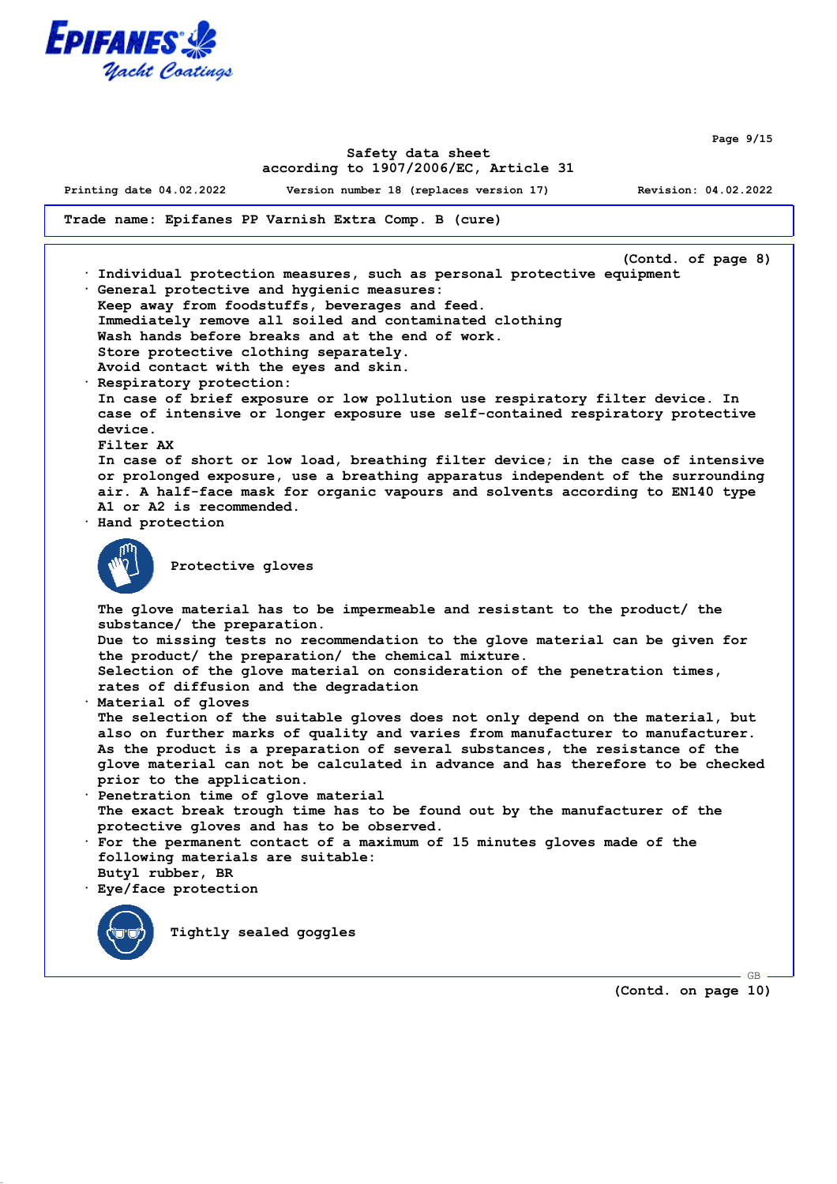**Trade name: Epifanes PP Varnish Extra Comp. B (cure)**

(Contd. of page 8)

- Individual protection measures, such as personal protective equipment
- General protective and hygienic measures:
  Keep away from foodstuffs, beverages and feed.
  Immediately remove all soiled and contaminated clothing
  Wash hands before breaks and at the end of work.
  Store protective clothing separately.
  Avoid contact with the eyes and skin.
- Respiratory protection:
  In case of brief exposure or low pollution use respiratory filter device. In case of intensive or longer exposure use self-contained respiratory protective device.
  Filter AX
  In case of short or low load, breathing filter device; in the case of intensive or prolonged exposure, use a breathing apparatus independent of the surrounding air. A half-face mask for organic vapours and solvents according to EN140 type A1 or A2 is recommended.
- Hand protection

  Protective gloves

  The glove material has to be impermeable and resistant to the product/ the substance/ the preparation.
  Due to missing tests no recommendation to the glove material can be given for the product/ the preparation/ the chemical mixture.
  Selection of the glove material on consideration of the penetration times, rates of diffusion and the degradation
- Material of gloves
  The selection of the suitable gloves does not only depend on the material, but also on further marks of quality and varies from manufacturer to manufacturer. As the product is a preparation of several substances, the resistance of the glove material can not be calculated in advance and has therefore to be checked prior to the application.
- Penetration time of glove material
  The exact break trough time has to be found out by the manufacturer of the protective gloves and has to be observed.
- For the permanent contact of a maximum of 15 minutes gloves made of the following materials are suitable:
  Butyl rubber, BR
- Eye/face protection

  Tightly sealed goggles

(Contd. on page 10)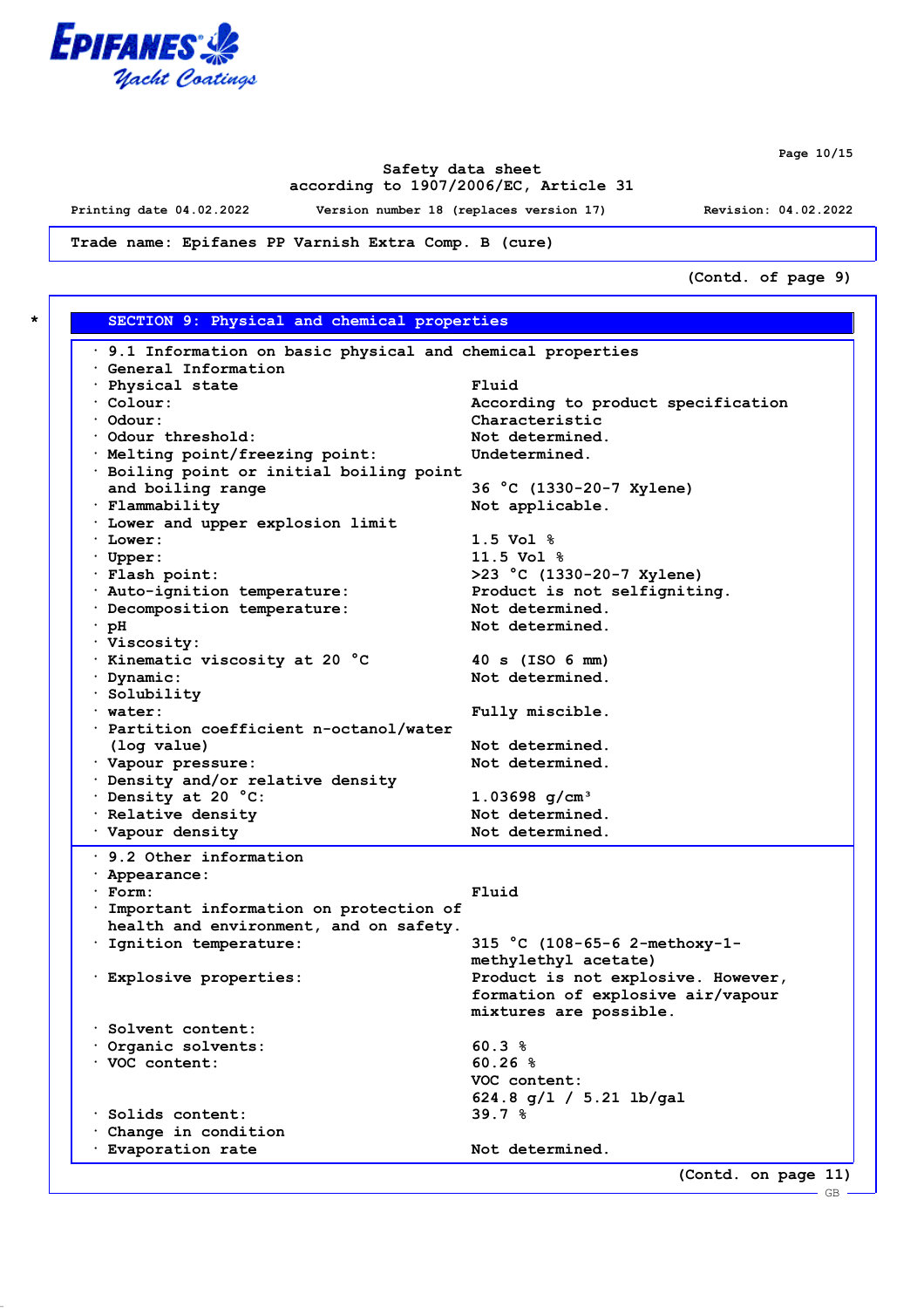Safety data sheet
according to 1907/2006/EC, Article 31

Printing date 04.02.2022 Version number 18 (replaces version 17) Revision: 04.02.2022

**Trade name: Epifanes PP Varnish Extra Comp. B (cure)**

(Contd. of page 9)

## SECTION 9: Physical and chemical properties

· **9.1 Information on basic physical and chemical properties**

· **General Information**

| | |
|---|---|
| · Physical state | Fluid |
| · Colour: | According to product specification |
| · Odour: | Characteristic |
| · Odour threshold: | Not determined. |
| · Melting point/freezing point: | Undetermined. |
| · Boiling point or initial boiling point and boiling range | 36 °C (1330-20-7 Xylene) |
| · Flammability | Not applicable. |
| · Lower and upper explosion limit | |
| · Lower: | 1.5 Vol % |
| · Upper: | 11.5 Vol % |
| · Flash point: | >23 °C (1330-20-7 Xylene) |
| · Auto-ignition temperature: | Product is not selfigniting. |
| · Decomposition temperature: | Not determined. |
| · pH | Not determined. |
| · Viscosity: | |
| · Kinematic viscosity at 20 °C | 40 s (ISO 6 mm) |
| · Dynamic: | Not determined. |
| · Solubility | |
| · water: | Fully miscible. |
| · Partition coefficient n-octanol/water (log value) | Not determined. |
| · Vapour pressure: | Not determined. |
| · Density and/or relative density | |
| · Density at 20 °C: | 1.03698 g/cm³ |
| · Relative density | Not determined. |
| · Vapour density | Not determined. |

· **9.2 Other information**

| | |
|---|---|
| · Appearance: | |
| · Form: | Fluid |
| · Important information on protection of health and environment, and on safety. | |
| · Ignition temperature: | 315 °C (108-65-6 2-methoxy-1-methylethyl acetate) |
| · Explosive properties: | Product is not explosive. However, formation of explosive air/vapour mixtures are possible. |
| · Solvent content: | |
| · Organic solvents: | 60.3 % |
| · VOC content: | 60.26 %<br>VOC content:<br>624.8 g/l / 5.21 lb/gal |
| · Solids content: | 39.7 % |
| · Change in condition | |
| · Evaporation rate | Not determined. |

(Contd. on page 11)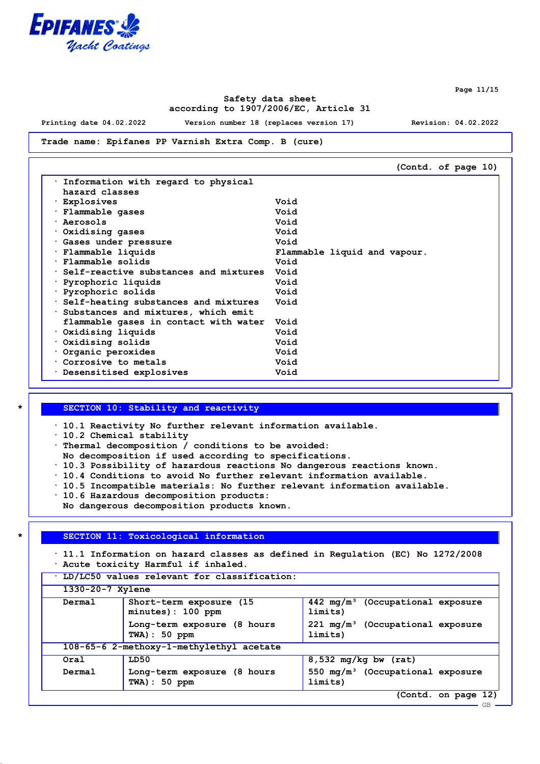Trade name: Epifanes PP Varnish Extra Comp. B (cure)

(Contd. of page 10)

| | |
|---|---|
| · Information with regard to physical hazard classes | |
| · Explosives | Void |
| · Flammable gases | Void |
| · Aerosols | Void |
| · Oxidising gases | Void |
| · Gases under pressure | Void |
| · Flammable liquids | Flammable liquid and vapour. |
| · Flammable solids | Void |
| · Self-reactive substances and mixtures | Void |
| · Pyrophoric liquids | Void |
| · Pyrophoric solids | Void |
| · Self-heating substances and mixtures | Void |
| · Substances and mixtures, which emit flammable gases in contact with water | Void |
| · Oxidising liquids | Void |
| · Oxidising solids | Void |
| · Organic peroxides | Void |
| · Corrosive to metals | Void |
| · Desensitised explosives | Void |

\*

## SECTION 10: Stability and reactivity

- · 10.1 Reactivity No further relevant information available.
- · 10.2 Chemical stability
- · Thermal decomposition / conditions to be avoided:
  No decomposition if used according to specifications.
- · 10.3 Possibility of hazardous reactions No dangerous reactions known.
- · 10.4 Conditions to avoid No further relevant information available.
- · 10.5 Incompatible materials: No further relevant information available.
- · 10.6 Hazardous decomposition products:
  No dangerous decomposition products known.

\*

## SECTION 11: Toxicological information

- · 11.1 Information on hazard classes as defined in Regulation (EC) No 1272/2008
- · Acute toxicity Harmful if inhaled.

| · LD/LC50 values relevant for classification: | | |
|---|---|---|
| **1330-20-7 Xylene** | | |
| Dermal | Short-term exposure (15 minutes): 100 ppm | 442 mg/m³ (Occupational exposure limits) |
| | Long-term exposure (8 hours TWA): 50 ppm | 221 mg/m³ (Occupational exposure limits) |
| **108-65-6 2-methoxy-1-methylethyl acetate** | | |
| Oral | LD50 | 8,532 mg/kg bw (rat) |
| Dermal | Long-term exposure (8 hours TWA): 50 ppm | 550 mg/m³ (Occupational exposure limits) |

(Contd. on page 12)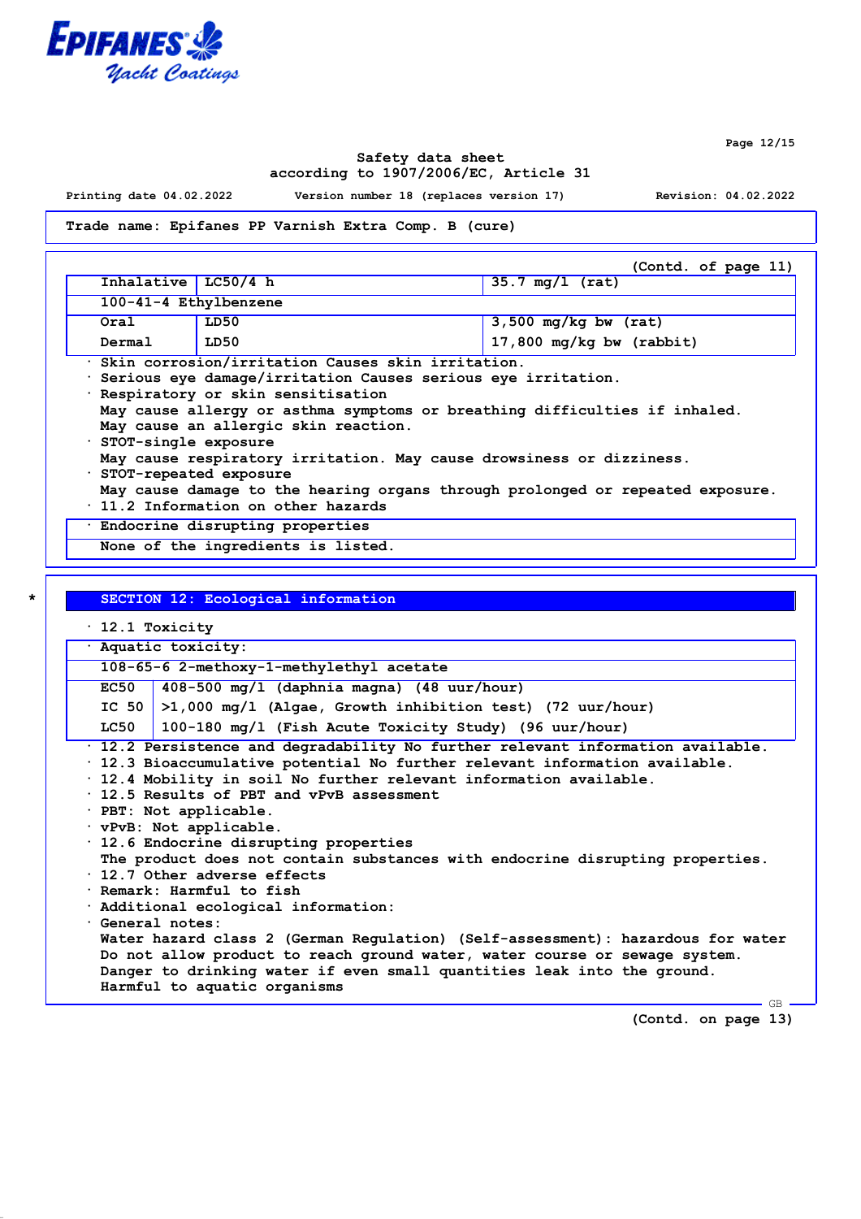Trade name: Epifanes PP Varnish Extra Comp. B (cure)

(Contd. of page 11)

| | | |
|---|---|---|
| Inhalative | LC50/4 h | 35.7 mg/l (rat) |
| 100-41-4 Ethylbenzene | | |
| Oral | LD50 | 3,500 mg/kg bw (rat) |
| Dermal | LD50 | 17,800 mg/kg bw (rabbit) |

· Skin corrosion/irritation Causes skin irritation.
· Serious eye damage/irritation Causes serious eye irritation.
· Respiratory or skin sensitisation
May cause allergy or asthma symptoms or breathing difficulties if inhaled.
May cause an allergic skin reaction.
· STOT-single exposure
May cause respiratory irritation. May cause drowsiness or dizziness.
· STOT-repeated exposure
May cause damage to the hearing organs through prolonged or repeated exposure.
· 11.2 Information on other hazards

· Endocrine disrupting properties
None of the ingredients is listed.

## SECTION 12: Ecological information

· 12.1 Toxicity

· Aquatic toxicity:

| | |
|---|---|
| 108-65-6 2-methoxy-1-methylethyl acetate | |
| EC50 | 408-500 mg/l (daphnia magna) (48 uur/hour) |
| IC 50 | >1,000 mg/l (Algae, Growth inhibition test) (72 uur/hour) |
| LC50 | 100-180 mg/l (Fish Acute Toxicity Study) (96 uur/hour) |

· 12.2 Persistence and degradability No further relevant information available.
· 12.3 Bioaccumulative potential No further relevant information available.
· 12.4 Mobility in soil No further relevant information available.
· 12.5 Results of PBT and vPvB assessment
· PBT: Not applicable.
· vPvB: Not applicable.
· 12.6 Endocrine disrupting properties
The product does not contain substances with endocrine disrupting properties.
· 12.7 Other adverse effects
· Remark: Harmful to fish
· Additional ecological information:
· General notes:
Water hazard class 2 (German Regulation) (Self-assessment): hazardous for water
Do not allow product to reach ground water, water course or sewage system.
Danger to drinking water if even small quantities leak into the ground.
Harmful to aquatic organisms

(Contd. on page 13)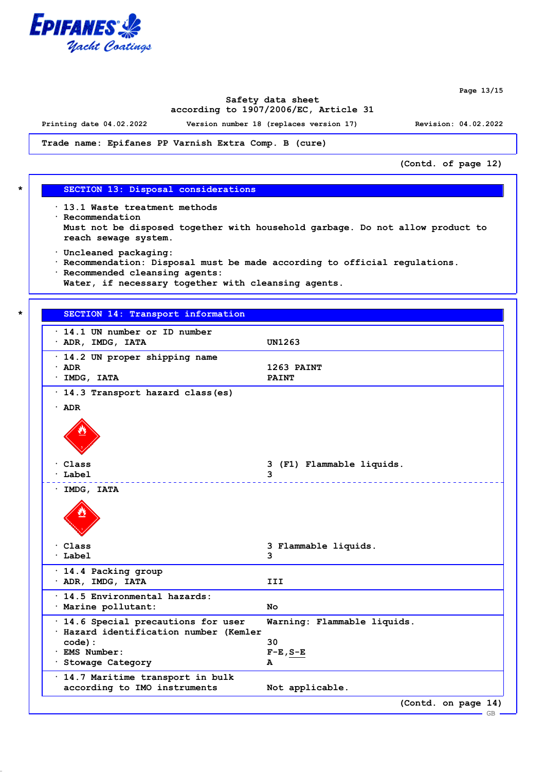Safety data sheet
according to 1907/2006/EC, Article 31

Printing date 04.02.2022 Version number 18 (replaces version 17) Revision: 04.02.2022

**Trade name: Epifanes PP Varnish Extra Comp. B (cure)**

(Contd. of page 12)

## SECTION 13: Disposal considerations

- **13.1 Waste treatment methods**
- **Recommendation**
  Must not be disposed together with household garbage. Do not allow product to reach sewage system.

- **Uncleaned packaging:**
- **Recommendation:** Disposal must be made according to official regulations.
- **Recommended cleansing agents:**
  Water, if necessary together with cleansing agents.

## SECTION 14: Transport information

| | |
|---|---|
| **· 14.1 UN number or ID number** | |
| · ADR, IMDG, IATA | UN1263 |
| **· 14.2 UN proper shipping name** | |
| · ADR | 1263 PAINT |
| · IMDG, IATA | PAINT |
| **· 14.3 Transport hazard class(es)** | |
| **· ADR** | |
| · Class | 3 (F1) Flammable liquids. |
| · Label | 3 |
| **· IMDG, IATA** | |
| · Class | 3 Flammable liquids. |
| · Label | 3 |
| **· 14.4 Packing group** | |
| · ADR, IMDG, IATA | III |
| **· 14.5 Environmental hazards:** | |
| · Marine pollutant: | No |
| **· 14.6 Special precautions for user** | Warning: Flammable liquids. |
| · Hazard identification number (Kemler code): | 30 |
| · EMS Number: | F-E,S-E |
| · Stowage Category | A |
| **· 14.7 Maritime transport in bulk according to IMO instruments** | Not applicable. |

(Contd. on page 14)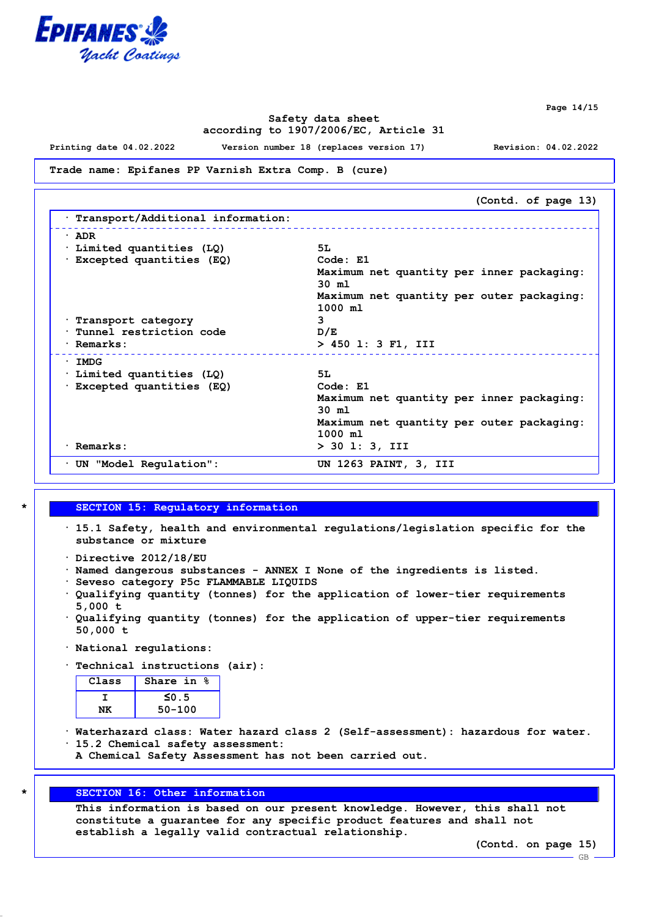Trade name: Epifanes PP Varnish Extra Comp. B (cure)

(Contd. of page 13)

· Transport/Additional information:

· ADR
· Limited quantities (LQ) 5L
· Excepted quantities (EQ) Code: E1
Maximum net quantity per inner packaging: 30 ml
Maximum net quantity per outer packaging: 1000 ml
· Transport category 3
· Tunnel restriction code D/E
· Remarks: > 450 l: 3 F1, III

· IMDG
· Limited quantities (LQ) 5L
· Excepted quantities (EQ) Code: E1
Maximum net quantity per inner packaging: 30 ml
Maximum net quantity per outer packaging: 1000 ml
· Remarks: > 30 l: 3, III

· UN "Model Regulation": UN 1263 PAINT, 3, III

## SECTION 15: Regulatory information

· 15.1 Safety, health and environmental regulations/legislation specific for the substance or mixture

· Directive 2012/18/EU
· Named dangerous substances - ANNEX I None of the ingredients is listed.
· Seveso category P5c FLAMMABLE LIQUIDS
· Qualifying quantity (tonnes) for the application of lower-tier requirements 5,000 t
· Qualifying quantity (tonnes) for the application of upper-tier requirements 50,000 t

· National regulations:

· Technical instructions (air):

| Class | Share in % |
|---|---|
| I | ≤0.5 |
| NK | 50-100 |

· Waterhazard class: Water hazard class 2 (Self-assessment): hazardous for water.
· 15.2 Chemical safety assessment:
A Chemical Safety Assessment has not been carried out.

## SECTION 16: Other information

This information is based on our present knowledge. However, this shall not constitute a guarantee for any specific product features and shall not establish a legally valid contractual relationship.

(Contd. on page 15)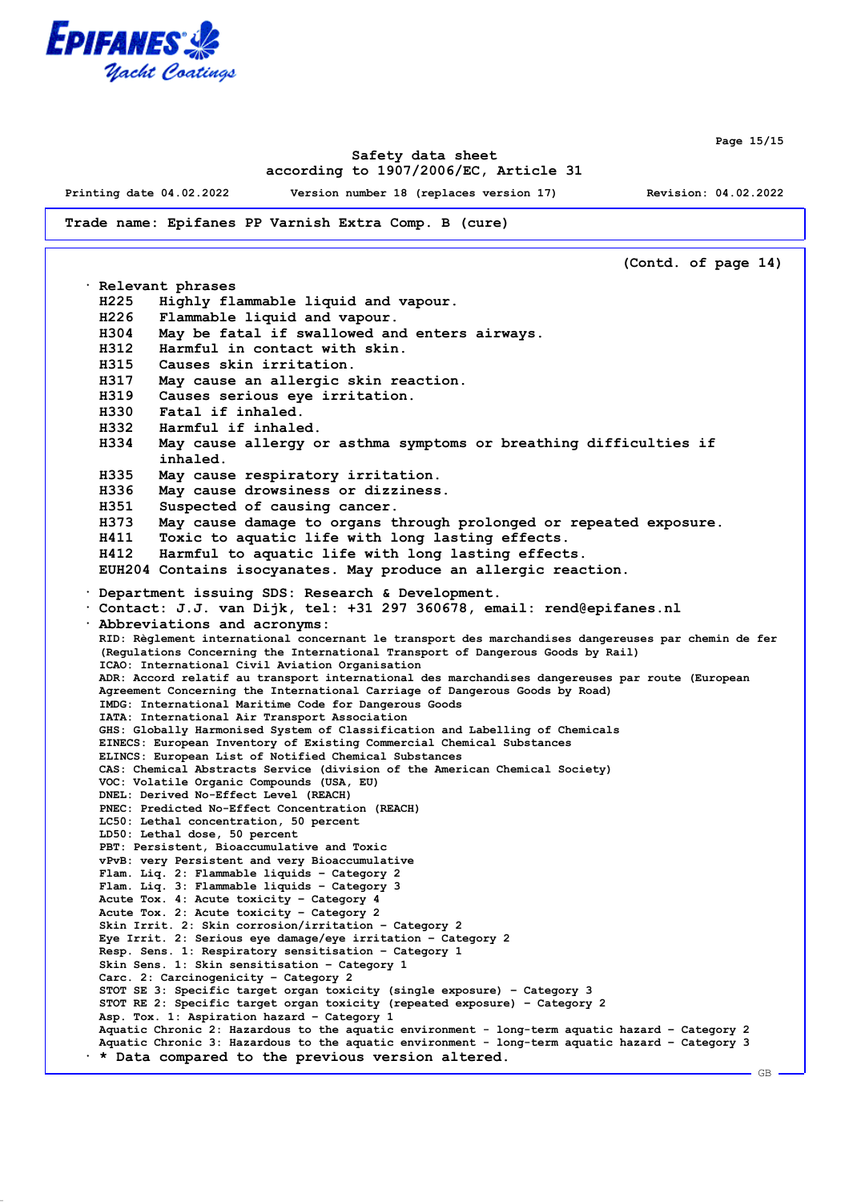Trade name: **Epifanes PP Varnish Extra Comp. B (cure)**

(Contd. of page 14)

· **Relevant phrases**

H225 Highly flammable liquid and vapour.
H226 Flammable liquid and vapour.
H304 May be fatal if swallowed and enters airways.
H312 Harmful in contact with skin.
H315 Causes skin irritation.
H317 May cause an allergic skin reaction.
H319 Causes serious eye irritation.
H330 Fatal if inhaled.
H332 Harmful if inhaled.
H334 May cause allergy or asthma symptoms or breathing difficulties if inhaled.
H335 May cause respiratory irritation.
H336 May cause drowsiness or dizziness.
H351 Suspected of causing cancer.
H373 May cause damage to organs through prolonged or repeated exposure.
H411 Toxic to aquatic life with long lasting effects.
H412 Harmful to aquatic life with long lasting effects.
EUH204 Contains isocyanates. May produce an allergic reaction.

· **Department issuing SDS:** Research & Development.
· **Contact:** J.J. van Dijk, tel: +31 297 360678, email: rend@epifanes.nl
· **Abbreviations and acronyms:**

RID: Règlement international concernant le transport des marchandises dangereuses par chemin de fer (Regulations Concerning the International Transport of Dangerous Goods by Rail)
ICAO: International Civil Aviation Organisation
ADR: Accord relatif au transport international des marchandises dangereuses par route (European Agreement Concerning the International Carriage of Dangerous Goods by Road)
IMDG: International Maritime Code for Dangerous Goods
IATA: International Air Transport Association
GHS: Globally Harmonised System of Classification and Labelling of Chemicals
EINECS: European Inventory of Existing Commercial Chemical Substances
ELINCS: European List of Notified Chemical Substances
CAS: Chemical Abstracts Service (division of the American Chemical Society)
VOC: Volatile Organic Compounds (USA, EU)
DNEL: Derived No-Effect Level (REACH)
PNEC: Predicted No-Effect Concentration (REACH)
LC50: Lethal concentration, 50 percent
LD50: Lethal dose, 50 percent
PBT: Persistent, Bioaccumulative and Toxic
vPvB: very Persistent and very Bioaccumulative
Flam. Liq. 2: Flammable liquids – Category 2
Flam. Liq. 3: Flammable liquids – Category 3
Acute Tox. 4: Acute toxicity – Category 4
Acute Tox. 2: Acute toxicity – Category 2
Skin Irrit. 2: Skin corrosion/irritation – Category 2
Eye Irrit. 2: Serious eye damage/eye irritation – Category 2
Resp. Sens. 1: Respiratory sensitisation – Category 1
Skin Sens. 1: Skin sensitisation – Category 1
Carc. 2: Carcinogenicity – Category 2
STOT SE 3: Specific target organ toxicity (single exposure) – Category 3
STOT RE 2: Specific target organ toxicity (repeated exposure) – Category 2
Asp. Tox. 1: Aspiration hazard – Category 1
Aquatic Chronic 2: Hazardous to the aquatic environment - long-term aquatic hazard – Category 2
Aquatic Chronic 3: Hazardous to the aquatic environment - long-term aquatic hazard – Category 3

· * **Data compared to the previous version altered.**